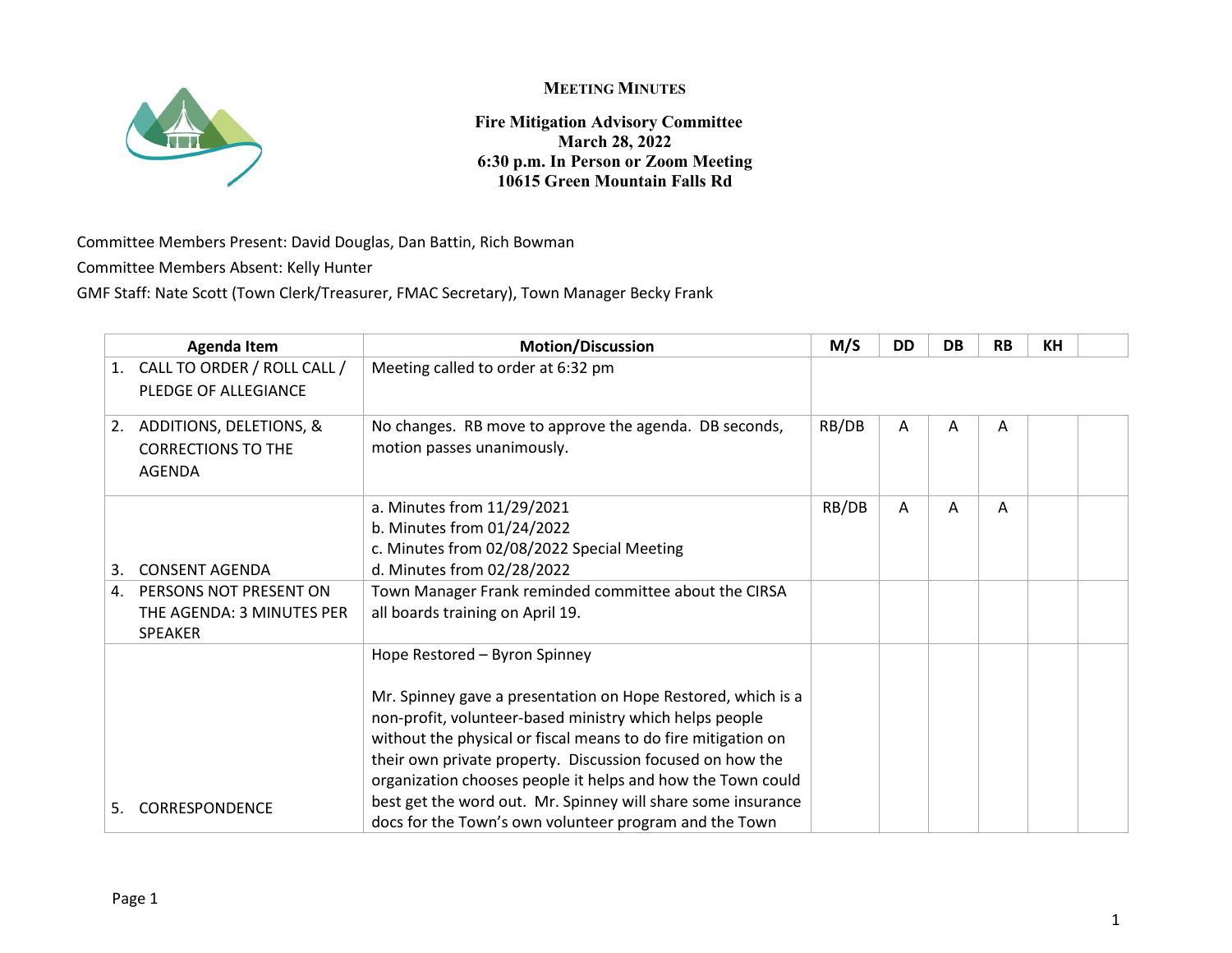# MEETING MINUTES

**Fire Mitigation Advisory Committee**
**March 28, 2022**
**6:30 p.m. In Person or Zoom Meeting**
**10615 Green Mountain Falls Rd**

Committee Members Present: David Douglas, Dan Battin, Rich Bowman

Committee Members Absent: Kelly Hunter

GMF Staff: Nate Scott (Town Clerk/Treasurer, FMAC Secretary), Town Manager Becky Frank

| Agenda Item | Motion/Discussion | M/S | DD | DB | RB | KH | |
|---|---|---|---|---|---|---|---|
| 1. CALL TO ORDER / ROLL CALL / PLEDGE OF ALLEGIANCE | Meeting called to order at 6:32 pm | | | | | | |
| 2. ADDITIONS, DELETIONS, & CORRECTIONS TO THE AGENDA | No changes. RB move to approve the agenda. DB seconds, motion passes unanimously. | RB/DB | A | A | A | | |
| 3. CONSENT AGENDA | a. Minutes from 11/29/2021<br>b. Minutes from 01/24/2022<br>c. Minutes from 02/08/2022 Special Meeting<br>d. Minutes from 02/28/2022 | RB/DB | A | A | A | | |
| 4. PERSONS NOT PRESENT ON THE AGENDA: 3 MINUTES PER SPEAKER | Town Manager Frank reminded committee about the CIRSA all boards training on April 19. | | | | | | |
| 5. CORRESPONDENCE | Hope Restored – Byron Spinney<br><br>Mr. Spinney gave a presentation on Hope Restored, which is a non-profit, volunteer-based ministry which helps people without the physical or fiscal means to do fire mitigation on their own private property. Discussion focused on how the organization chooses people it helps and how the Town could best get the word out. Mr. Spinney will share some insurance docs for the Town's own volunteer program and the Town | | | | | | |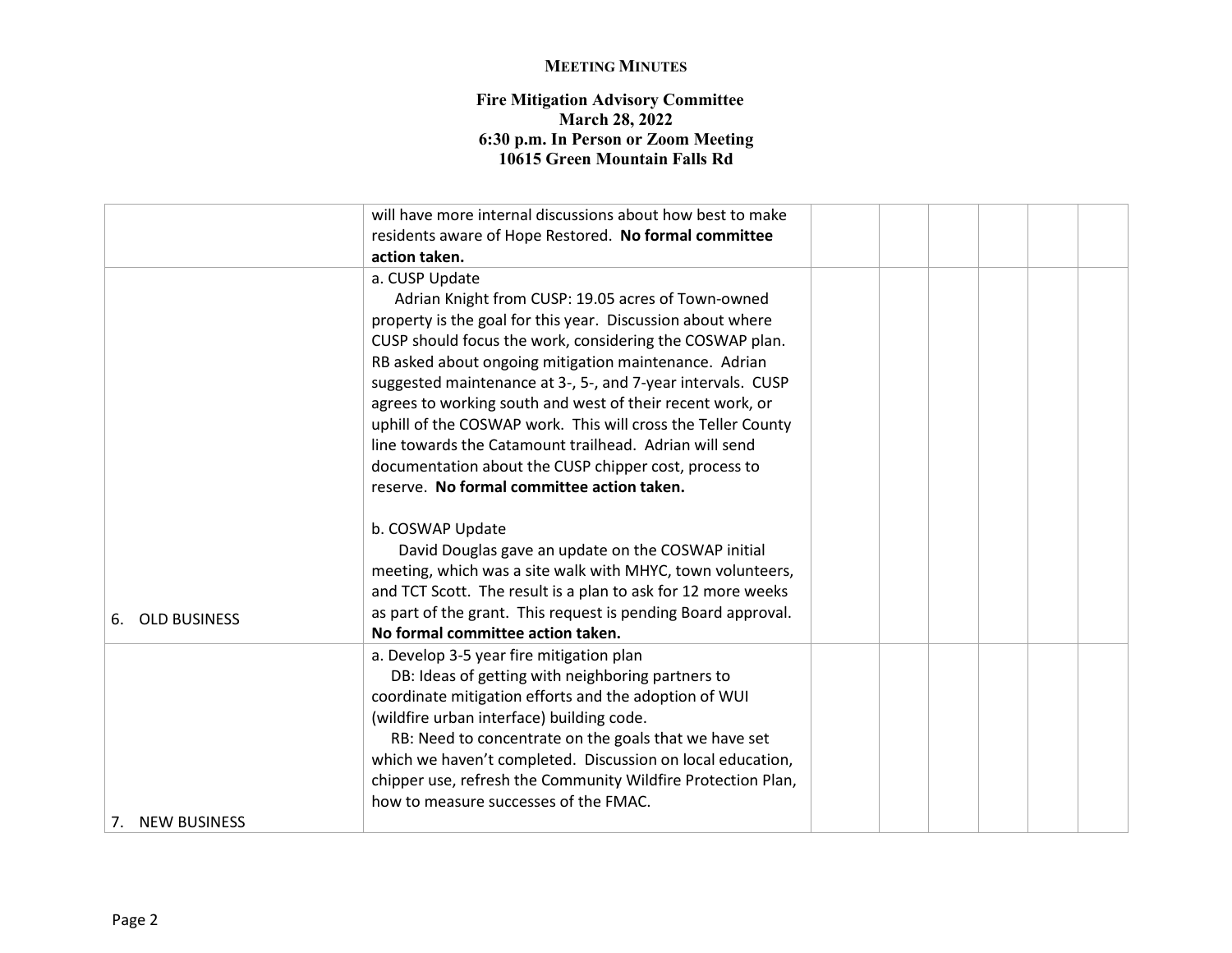**MEETING MINUTES**

**Fire Mitigation Advisory Committee**
**March 28, 2022**
**6:30 p.m. In Person or Zoom Meeting**
**10615 Green Mountain Falls Rd**

| | | | | | | | |
|---|---|---|---|---|---|---|---|
| | will have more internal discussions about how best to make residents aware of Hope Restored. **No formal committee action taken.** | | | | | | |
| 6. OLD BUSINESS | a. CUSP Update<br>Adrian Knight from CUSP: 19.05 acres of Town-owned property is the goal for this year. Discussion about where CUSP should focus the work, considering the COSWAP plan. RB asked about ongoing mitigation maintenance. Adrian suggested maintenance at 3-, 5-, and 7-year intervals. CUSP agrees to working south and west of their recent work, or uphill of the COSWAP work. This will cross the Teller County line towards the Catamount trailhead. Adrian will send documentation about the CUSP chipper cost, process to reserve. **No formal committee action taken.**<br><br>b. COSWAP Update<br>David Douglas gave an update on the COSWAP initial meeting, which was a site walk with MHYC, town volunteers, and TCT Scott. The result is a plan to ask for 12 more weeks as part of the grant. This request is pending Board approval. **No formal committee action taken.** | | | | | | |
| 7. NEW BUSINESS | a. Develop 3-5 year fire mitigation plan<br>DB: Ideas of getting with neighboring partners to coordinate mitigation efforts and the adoption of WUI (wildfire urban interface) building code.<br>RB: Need to concentrate on the goals that we have set which we haven't completed. Discussion on local education, chipper use, refresh the Community Wildfire Protection Plan, how to measure successes of the FMAC. | | | | | | |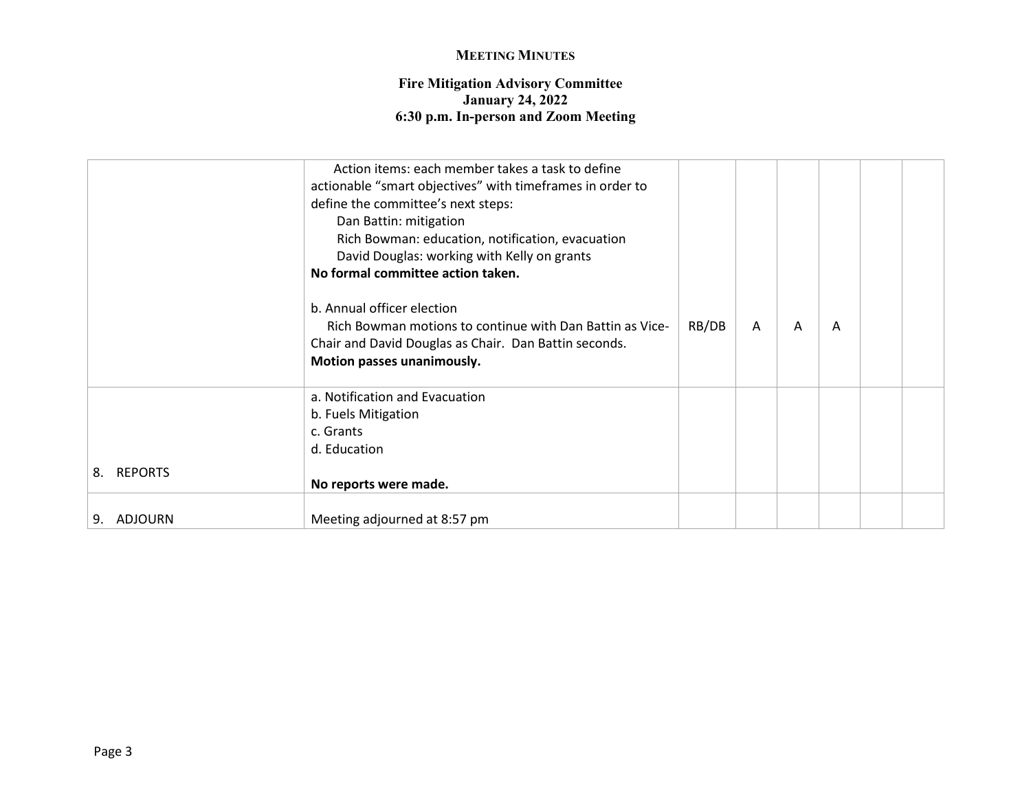**MEETING MINUTES**

**Fire Mitigation Advisory Committee**
**January 24, 2022**
**6:30 p.m. In-person and Zoom Meeting**

| | | | | | | | |
|---|---|---|---|---|---|---|---|
| | Action items: each member takes a task to define actionable “smart objectives” with timeframes in order to define the committee’s next steps:<br>Dan Battin: mitigation<br>Rich Bowman: education, notification, evacuation<br>David Douglas: working with Kelly on grants<br>**No formal committee action taken.**<br><br>b. Annual officer election<br>Rich Bowman motions to continue with Dan Battin as Vice-Chair and David Douglas as Chair. Dan Battin seconds.<br>**Motion passes unanimously.** | RB/DB | A | A | A | | |
| 8. REPORTS | a. Notification and Evacuation<br>b. Fuels Mitigation<br>c. Grants<br>d. Education<br><br>**No reports were made.** | | | | | | |
| 9. ADJOURN | Meeting adjourned at 8:57 pm | | | | | | |